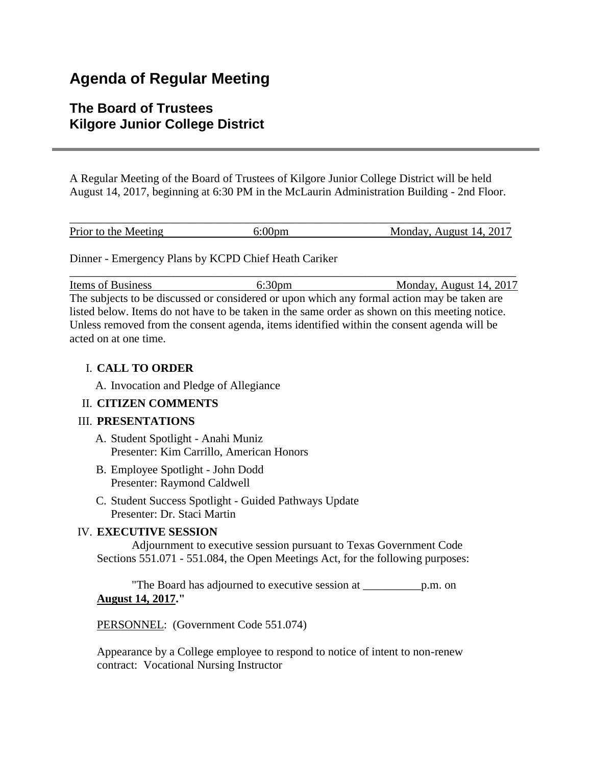# Agenda of Regular Meeting

## The Board of Trustees
## Kilgore Junior College District

---

A Regular Meeting of the Board of Trustees of Kilgore Junior College District will be held August 14, 2017, beginning at 6:30 PM in the McLaurin Administration Building - 2nd Floor.

| Prior to the Meeting | 6:00pm | Monday, August 14, 2017 |
|---|---|---|

Dinner - Emergency Plans by KCPD Chief Heath Cariker

| Items of Business | 6:30pm | Monday, August 14, 2017 |
|---|---|---|

The subjects to be discussed or considered or upon which any formal action may be taken are listed below. Items do not have to be taken in the same order as shown on this meeting notice. Unless removed from the consent agenda, items identified within the consent agenda will be acted on at one time.

I. **CALL TO ORDER**

   A. Invocation and Pledge of Allegiance

II. **CITIZEN COMMENTS**

III. **PRESENTATIONS**

   A. Student Spotlight - Anahi Muniz
      Presenter: Kim Carrillo, American Honors

   B. Employee Spotlight - John Dodd
      Presenter: Raymond Caldwell

   C. Student Success Spotlight - Guided Pathways Update
      Presenter: Dr. Staci Martin

IV. **EXECUTIVE SESSION**

   Adjournment to executive session pursuant to Texas Government Code Sections 551.071 - 551.084, the Open Meetings Act, for the following purposes:

   "The Board has adjourned to executive session at __________p.m. on **August 14, 2017**."

   PERSONNEL: (Government Code 551.074)

   Appearance by a College employee to respond to notice of intent to non-renew contract: Vocational Nursing Instructor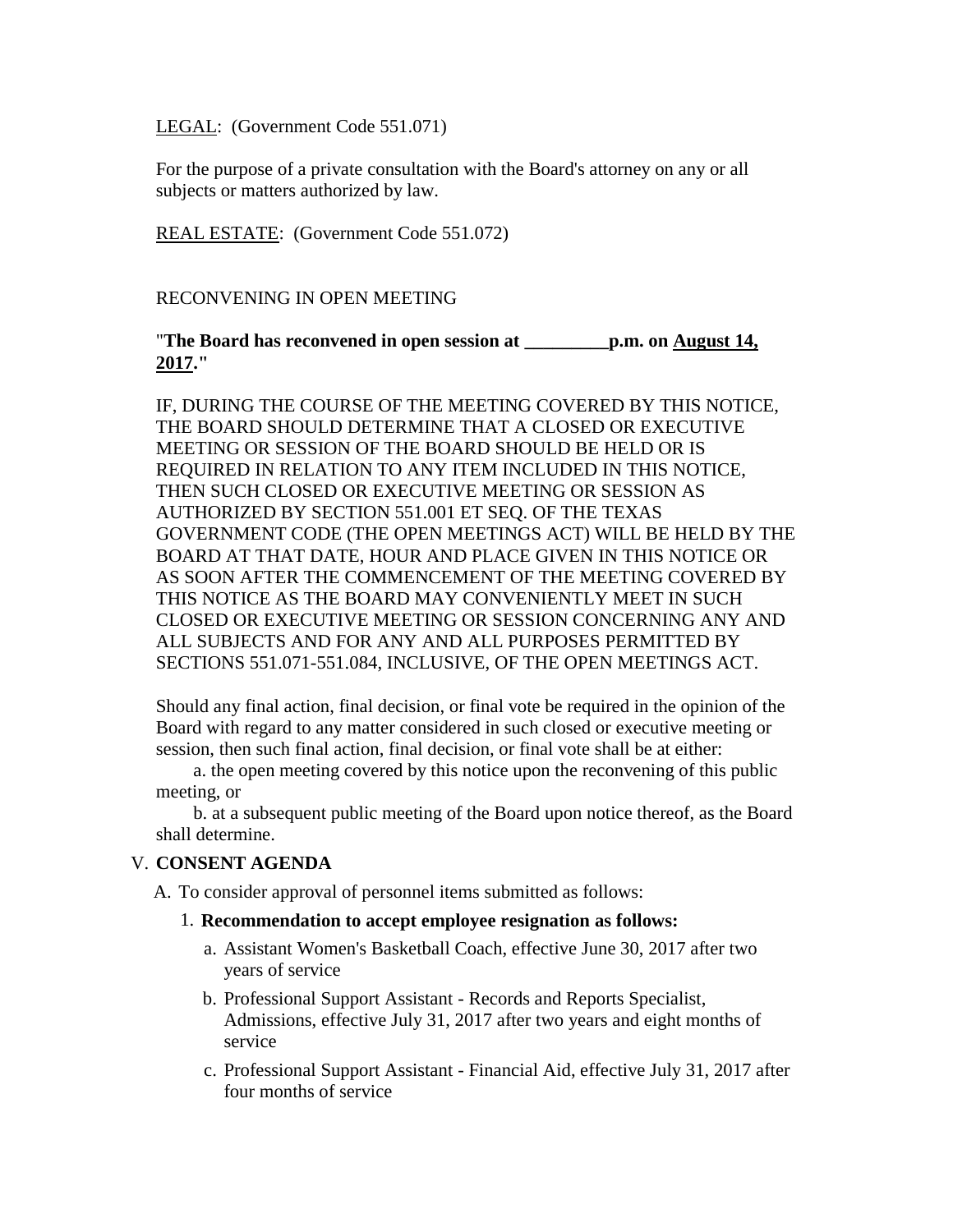LEGAL: (Government Code 551.071)

For the purpose of a private consultation with the Board's attorney on any or all subjects or matters authorized by law.

REAL ESTATE: (Government Code 551.072)

RECONVENING IN OPEN MEETING

"**The Board has reconvened in open session at _________p.m. on August 14, 2017.**"

IF, DURING THE COURSE OF THE MEETING COVERED BY THIS NOTICE, THE BOARD SHOULD DETERMINE THAT A CLOSED OR EXECUTIVE MEETING OR SESSION OF THE BOARD SHOULD BE HELD OR IS REQUIRED IN RELATION TO ANY ITEM INCLUDED IN THIS NOTICE, THEN SUCH CLOSED OR EXECUTIVE MEETING OR SESSION AS AUTHORIZED BY SECTION 551.001 ET SEQ. OF THE TEXAS GOVERNMENT CODE (THE OPEN MEETINGS ACT) WILL BE HELD BY THE BOARD AT THAT DATE, HOUR AND PLACE GIVEN IN THIS NOTICE OR AS SOON AFTER THE COMMENCEMENT OF THE MEETING COVERED BY THIS NOTICE AS THE BOARD MAY CONVENIENTLY MEET IN SUCH CLOSED OR EXECUTIVE MEETING OR SESSION CONCERNING ANY AND ALL SUBJECTS AND FOR ANY AND ALL PURPOSES PERMITTED BY SECTIONS 551.071-551.084, INCLUSIVE, OF THE OPEN MEETINGS ACT.

Should any final action, final decision, or final vote be required in the opinion of the Board with regard to any matter considered in such closed or executive meeting or session, then such final action, final decision, or final vote shall be at either:

a. the open meeting covered by this notice upon the reconvening of this public meeting, or

b. at a subsequent public meeting of the Board upon notice thereof, as the Board shall determine.

V. **CONSENT AGENDA**

A. To consider approval of personnel items submitted as follows:

1. **Recommendation to accept employee resignation as follows:**

   a. Assistant Women's Basketball Coach, effective June 30, 2017 after two years of service

   b. Professional Support Assistant - Records and Reports Specialist, Admissions, effective July 31, 2017 after two years and eight months of service

   c. Professional Support Assistant - Financial Aid, effective July 31, 2017 after four months of service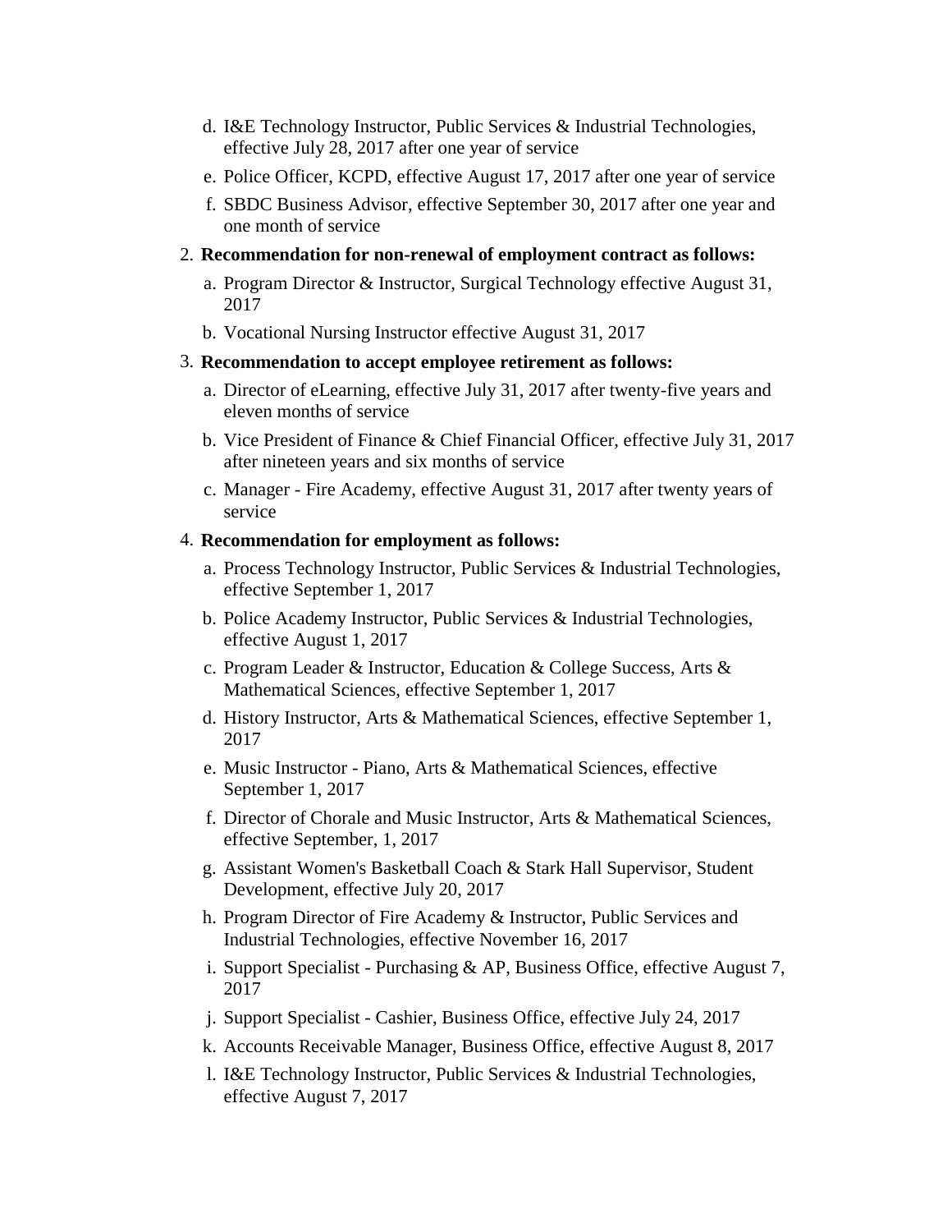d. I&E Technology Instructor, Public Services & Industrial Technologies, effective July 28, 2017 after one year of service
e. Police Officer, KCPD, effective August 17, 2017 after one year of service
f. SBDC Business Advisor, effective September 30, 2017 after one year and one month of service

2. **Recommendation for non-renewal of employment contract as follows:**
   a. Program Director & Instructor, Surgical Technology effective August 31, 2017
   b. Vocational Nursing Instructor effective August 31, 2017

3. **Recommendation to accept employee retirement as follows:**
   a. Director of eLearning, effective July 31, 2017 after twenty-five years and eleven months of service
   b. Vice President of Finance & Chief Financial Officer, effective July 31, 2017 after nineteen years and six months of service
   c. Manager - Fire Academy, effective August 31, 2017 after twenty years of service

4. **Recommendation for employment as follows:**
   a. Process Technology Instructor, Public Services & Industrial Technologies, effective September 1, 2017
   b. Police Academy Instructor, Public Services & Industrial Technologies, effective August 1, 2017
   c. Program Leader & Instructor, Education & College Success, Arts & Mathematical Sciences, effective September 1, 2017
   d. History Instructor, Arts & Mathematical Sciences, effective September 1, 2017
   e. Music Instructor - Piano, Arts & Mathematical Sciences, effective September 1, 2017
   f. Director of Chorale and Music Instructor, Arts & Mathematical Sciences, effective September, 1, 2017
   g. Assistant Women's Basketball Coach & Stark Hall Supervisor, Student Development, effective July 20, 2017
   h. Program Director of Fire Academy & Instructor, Public Services and Industrial Technologies, effective November 16, 2017
   i. Support Specialist - Purchasing & AP, Business Office, effective August 7, 2017
   j. Support Specialist - Cashier, Business Office, effective July 24, 2017
   k. Accounts Receivable Manager, Business Office, effective August 8, 2017
   l. I&E Technology Instructor, Public Services & Industrial Technologies, effective August 7, 2017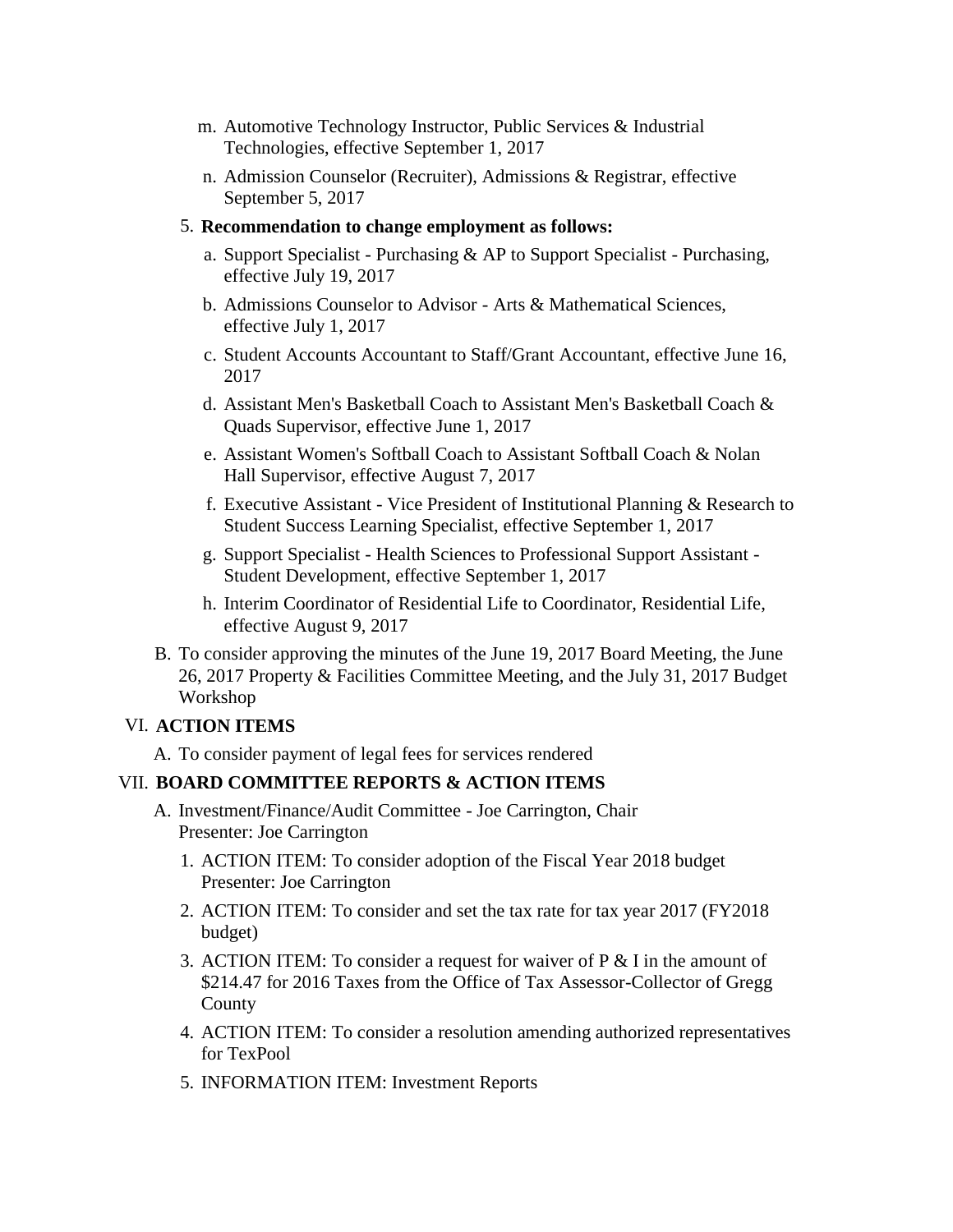m. Automotive Technology Instructor, Public Services & Industrial Technologies, effective September 1, 2017

n. Admission Counselor (Recruiter), Admissions & Registrar, effective September 5, 2017

5. **Recommendation to change employment as follows:**

   a. Support Specialist - Purchasing & AP to Support Specialist - Purchasing, effective July 19, 2017

   b. Admissions Counselor to Advisor - Arts & Mathematical Sciences, effective July 1, 2017

   c. Student Accounts Accountant to Staff/Grant Accountant, effective June 16, 2017

   d. Assistant Men's Basketball Coach to Assistant Men's Basketball Coach & Quads Supervisor, effective June 1, 2017

   e. Assistant Women's Softball Coach to Assistant Softball Coach & Nolan Hall Supervisor, effective August 7, 2017

   f. Executive Assistant - Vice President of Institutional Planning & Research to Student Success Learning Specialist, effective September 1, 2017

   g. Support Specialist - Health Sciences to Professional Support Assistant - Student Development, effective September 1, 2017

   h. Interim Coordinator of Residential Life to Coordinator, Residential Life, effective August 9, 2017

B. To consider approving the minutes of the June 19, 2017 Board Meeting, the June 26, 2017 Property & Facilities Committee Meeting, and the July 31, 2017 Budget Workshop

VI. **ACTION ITEMS**

A. To consider payment of legal fees for services rendered

VII. **BOARD COMMITTEE REPORTS & ACTION ITEMS**

A. Investment/Finance/Audit Committee - Joe Carrington, Chair
Presenter: Joe Carrington

1. ACTION ITEM: To consider adoption of the Fiscal Year 2018 budget
   Presenter: Joe Carrington
2. ACTION ITEM: To consider and set the tax rate for tax year 2017 (FY2018 budget)
3. ACTION ITEM: To consider a request for waiver of P & I in the amount of $214.47 for 2016 Taxes from the Office of Tax Assessor-Collector of Gregg County
4. ACTION ITEM: To consider a resolution amending authorized representatives for TexPool
5. INFORMATION ITEM: Investment Reports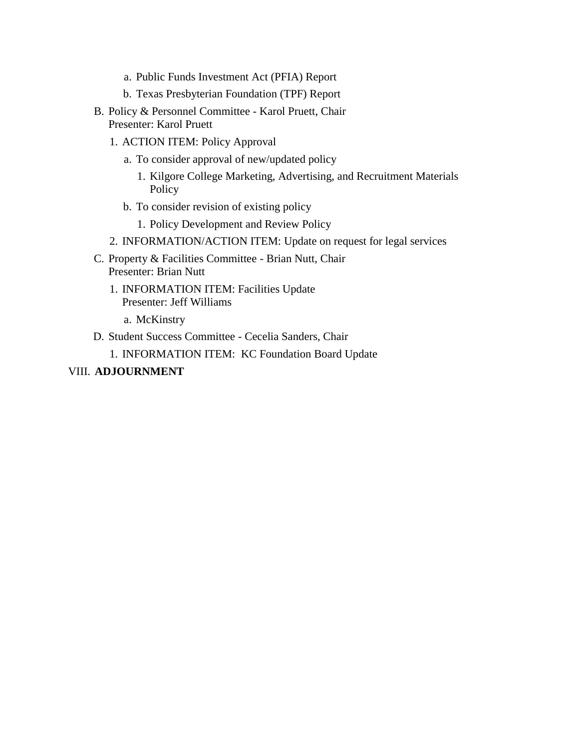a. Public Funds Investment Act (PFIA) Report
   b. Texas Presbyterian Foundation (TPF) Report

B. Policy & Personnel Committee - Karol Pruett, Chair
   Presenter: Karol Pruett

   1. ACTION ITEM: Policy Approval

      a. To consider approval of new/updated policy

         1. Kilgore College Marketing, Advertising, and Recruitment Materials Policy

      b. To consider revision of existing policy

         1. Policy Development and Review Policy

   2. INFORMATION/ACTION ITEM: Update on request for legal services

C. Property & Facilities Committee - Brian Nutt, Chair
   Presenter: Brian Nutt

   1. INFORMATION ITEM: Facilities Update
      Presenter: Jeff Williams

      a. McKinstry

D. Student Success Committee - Cecelia Sanders, Chair

   1. INFORMATION ITEM: KC Foundation Board Update

VIII. **ADJOURNMENT**